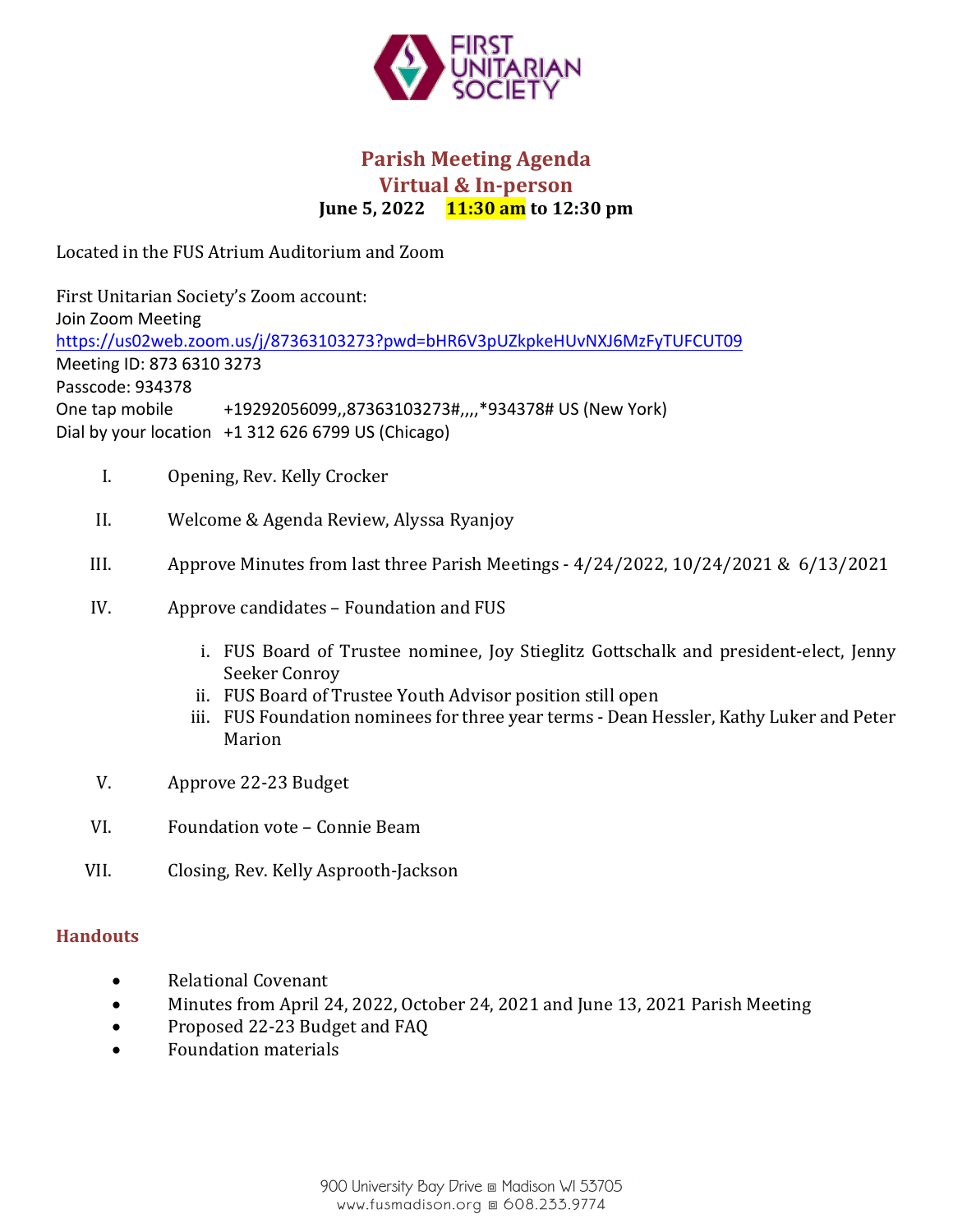# Parish Meeting Agenda
## Virtual & In-person
**June 5, 2022 11:30 am to 12:30 pm**

Located in the FUS Atrium Auditorium and Zoom

First Unitarian Society's Zoom account:
Join Zoom Meeting
https://us02web.zoom.us/j/87363103273?pwd=bHR6V3pUZkpkeHUvNXJ6MzFyTUFCUT09
Meeting ID: 873 6310 3273
Passcode: 934378
One tap mobile +19292056099,,87363103273#,,,,*934378# US (New York)
Dial by your location +1 312 626 6799 US (Chicago)

I. Opening, Rev. Kelly Crocker

II. Welcome & Agenda Review, Alyssa Ryanjoy

III. Approve Minutes from last three Parish Meetings - 4/24/2022, 10/24/2021 & 6/13/2021

IV. Approve candidates – Foundation and FUS

   i. FUS Board of Trustee nominee, Joy Stieglitz Gottschalk and president-elect, Jenny Seeker Conroy
   ii. FUS Board of Trustee Youth Advisor position still open
   iii. FUS Foundation nominees for three year terms - Dean Hessler, Kathy Luker and Peter Marion

V. Approve 22-23 Budget

VI. Foundation vote – Connie Beam

VII. Closing, Rev. Kelly Asprooth-Jackson

### Handouts

- Relational Covenant
- Minutes from April 24, 2022, October 24, 2021 and June 13, 2021 Parish Meeting
- Proposed 22-23 Budget and FAQ
- Foundation materials

900 University Bay Drive ▫ Madison WI 53705
www.fusmadison.org ▫ 608.233.9774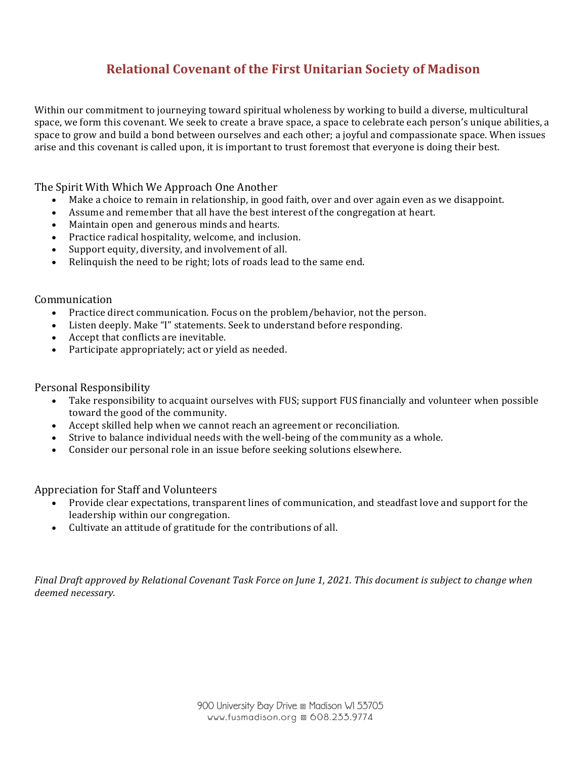# Relational Covenant of the First Unitarian Society of Madison

Within our commitment to journeying toward spiritual wholeness by working to build a diverse, multicultural space, we form this covenant. We seek to create a brave space, a space to celebrate each person's unique abilities, a space to grow and build a bond between ourselves and each other; a joyful and compassionate space. When issues arise and this covenant is called upon, it is important to trust foremost that everyone is doing their best.

## The Spirit With Which We Approach One Another

- Make a choice to remain in relationship, in good faith, over and over again even as we disappoint.
- Assume and remember that all have the best interest of the congregation at heart.
- Maintain open and generous minds and hearts.
- Practice radical hospitality, welcome, and inclusion.
- Support equity, diversity, and involvement of all.
- Relinquish the need to be right; lots of roads lead to the same end.

## Communication

- Practice direct communication. Focus on the problem/behavior, not the person.
- Listen deeply. Make "I" statements. Seek to understand before responding.
- Accept that conflicts are inevitable.
- Participate appropriately; act or yield as needed.

## Personal Responsibility

- Take responsibility to acquaint ourselves with FUS; support FUS financially and volunteer when possible toward the good of the community.
- Accept skilled help when we cannot reach an agreement or reconciliation.
- Strive to balance individual needs with the well-being of the community as a whole.
- Consider our personal role in an issue before seeking solutions elsewhere.

## Appreciation for Staff and Volunteers

- Provide clear expectations, transparent lines of communication, and steadfast love and support for the leadership within our congregation.
- Cultivate an attitude of gratitude for the contributions of all.

*Final Draft approved by Relational Covenant Task Force on June 1, 2021. This document is subject to change when deemed necessary.*

900 University Bay Drive ▫ Madison WI 53705
www.fusmadison.org ▫ 608.233.9774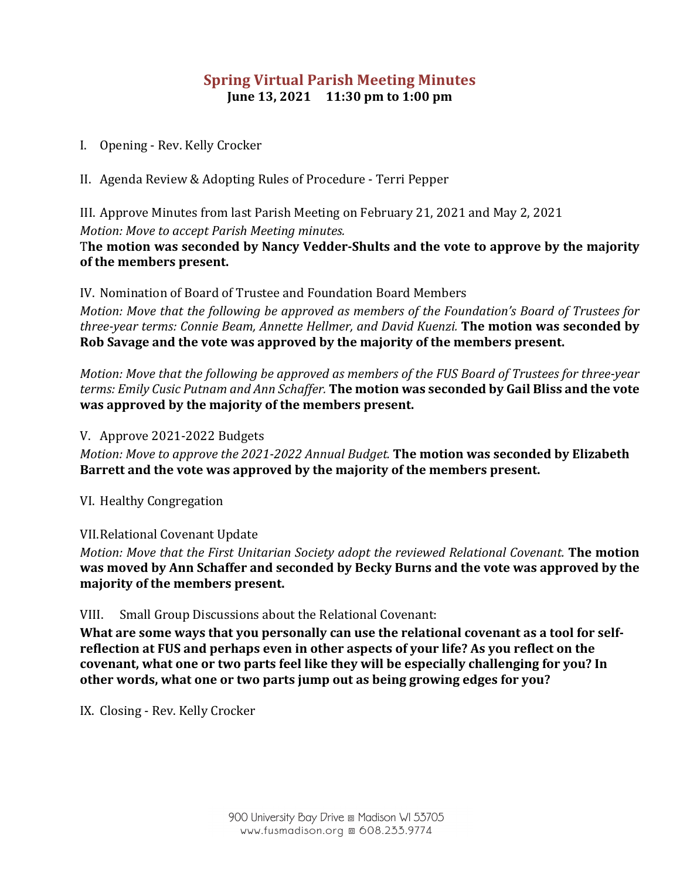# Spring Virtual Parish Meeting Minutes

**June 13, 2021 11:30 pm to 1:00 pm**

I. Opening - Rev. Kelly Crocker

II. Agenda Review & Adopting Rules of Procedure - Terri Pepper

III. Approve Minutes from last Parish Meeting on February 21, 2021 and May 2, 2021

*Motion: Move to accept Parish Meeting minutes.*

**The motion was seconded by Nancy Vedder-Shults and the vote to approve by the majority of the members present.**

IV. Nomination of Board of Trustee and Foundation Board Members

*Motion: Move that the following be approved as members of the Foundation's Board of Trustees for three-year terms: Connie Beam, Annette Hellmer, and David Kuenzi.* **The motion was seconded by Rob Savage and the vote was approved by the majority of the members present.**

*Motion: Move that the following be approved as members of the FUS Board of Trustees for three-year terms: Emily Cusic Putnam and Ann Schaffer.* **The motion was seconded by Gail Bliss and the vote was approved by the majority of the members present.**

V. Approve 2021-2022 Budgets

*Motion: Move to approve the 2021-2022 Annual Budget.* **The motion was seconded by Elizabeth Barrett and the vote was approved by the majority of the members present.**

VI. Healthy Congregation

VII. Relational Covenant Update

*Motion: Move that the First Unitarian Society adopt the reviewed Relational Covenant.* **The motion was moved by Ann Schaffer and seconded by Becky Burns and the vote was approved by the majority of the members present.**

VIII. Small Group Discussions about the Relational Covenant:

**What are some ways that you personally can use the relational covenant as a tool for self-reflection at FUS and perhaps even in other aspects of your life? As you reflect on the covenant, what one or two parts feel like they will be especially challenging for you? In other words, what one or two parts jump out as being growing edges for you?**

IX. Closing - Rev. Kelly Crocker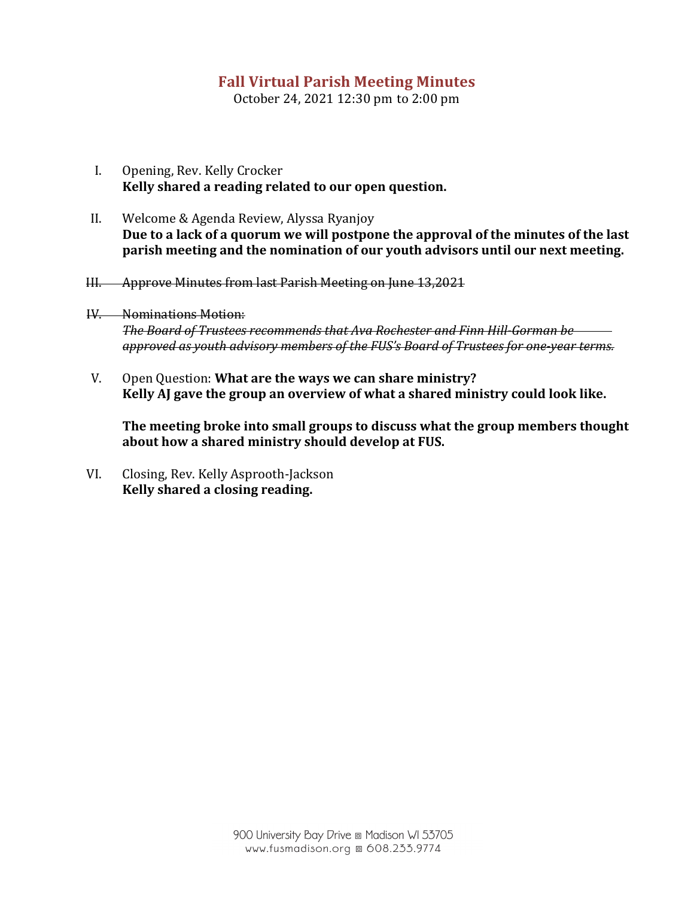# Fall Virtual Parish Meeting Minutes

October 24, 2021 12:30 pm to 2:00 pm

I. Opening, Rev. Kelly Crocker
**Kelly shared a reading related to our open question.**

II. Welcome & Agenda Review, Alyssa Ryanjoy
**Due to a lack of a quorum we will postpone the approval of the minutes of the last parish meeting and the nomination of our youth advisors until our next meeting.**

~~III. Approve Minutes from last Parish Meeting on June 13,2021~~

~~IV. Nominations Motion:~~
~~*The Board of Trustees recommends that Ava Rochester and Finn Hill-Gorman be approved as youth advisory members of the FUS's Board of Trustees for one-year terms.*~~

V. Open Question: **What are the ways we can share ministry?**
**Kelly AJ gave the group an overview of what a shared ministry could look like.**

**The meeting broke into small groups to discuss what the group members thought about how a shared ministry should develop at FUS.**

VI. Closing, Rev. Kelly Asprooth-Jackson
**Kelly shared a closing reading.**

900 University Bay Drive ▫ Madison WI 53705
www.fusmadison.org ▫ 608.233.9774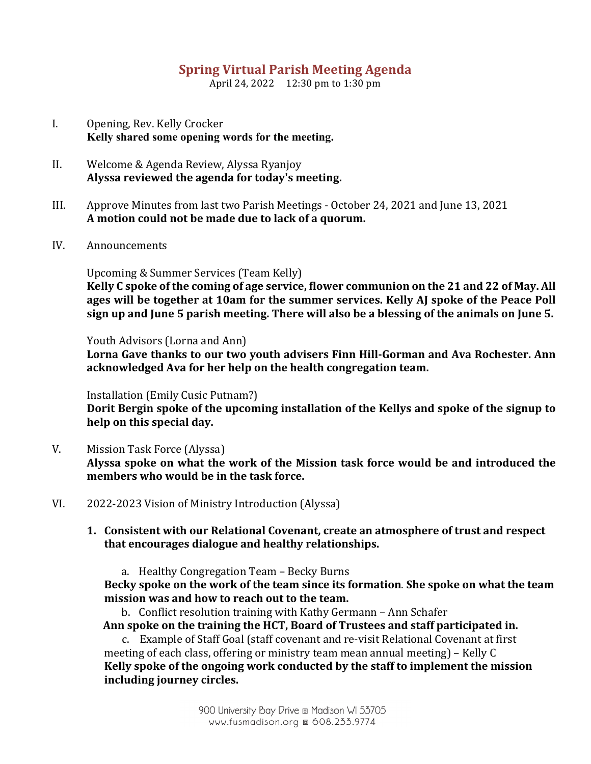# Spring Virtual Parish Meeting Agenda

April 24, 2022 12:30 pm to 1:30 pm

I. Opening, Rev. Kelly Crocker
**Kelly shared some opening words for the meeting.**

II. Welcome & Agenda Review, Alyssa Ryanjoy
**Alyssa reviewed the agenda for today's meeting.**

III. Approve Minutes from last two Parish Meetings - October 24, 2021 and June 13, 2021
**A motion could not be made due to lack of a quorum.**

IV. Announcements

Upcoming & Summer Services (Team Kelly)
**Kelly C spoke of the coming of age service, flower communion on the 21 and 22 of May. All ages will be together at 10am for the summer services. Kelly AJ spoke of the Peace Poll sign up and June 5 parish meeting. There will also be a blessing of the animals on June 5.**

Youth Advisors (Lorna and Ann)
**Lorna Gave thanks to our two youth advisers Finn Hill-Gorman and Ava Rochester. Ann acknowledged Ava for her help on the health congregation team.**

Installation (Emily Cusic Putnam?)
**Dorit Bergin spoke of the upcoming installation of the Kellys and spoke of the signup to help on this special day.**

V. Mission Task Force (Alyssa)
**Alyssa spoke on what the work of the Mission task force would be and introduced the members who would be in the task force.**

VI. 2022-2023 Vision of Ministry Introduction (Alyssa)

1. **Consistent with our Relational Covenant, create an atmosphere of trust and respect that encourages dialogue and healthy relationships.**

   a. Healthy Congregation Team – Becky Burns
   **Becky spoke on the work of the team since its formation. She spoke on what the team mission was and how to reach out to the team.**

   b. Conflict resolution training with Kathy Germann – Ann Schafer
   **Ann spoke on the training the HCT, Board of Trustees and staff participated in.**

   c. Example of Staff Goal (staff covenant and re-visit Relational Covenant at first meeting of each class, offering or ministry team mean annual meeting) – Kelly C
   **Kelly spoke of the ongoing work conducted by the staff to implement the mission including journey circles.**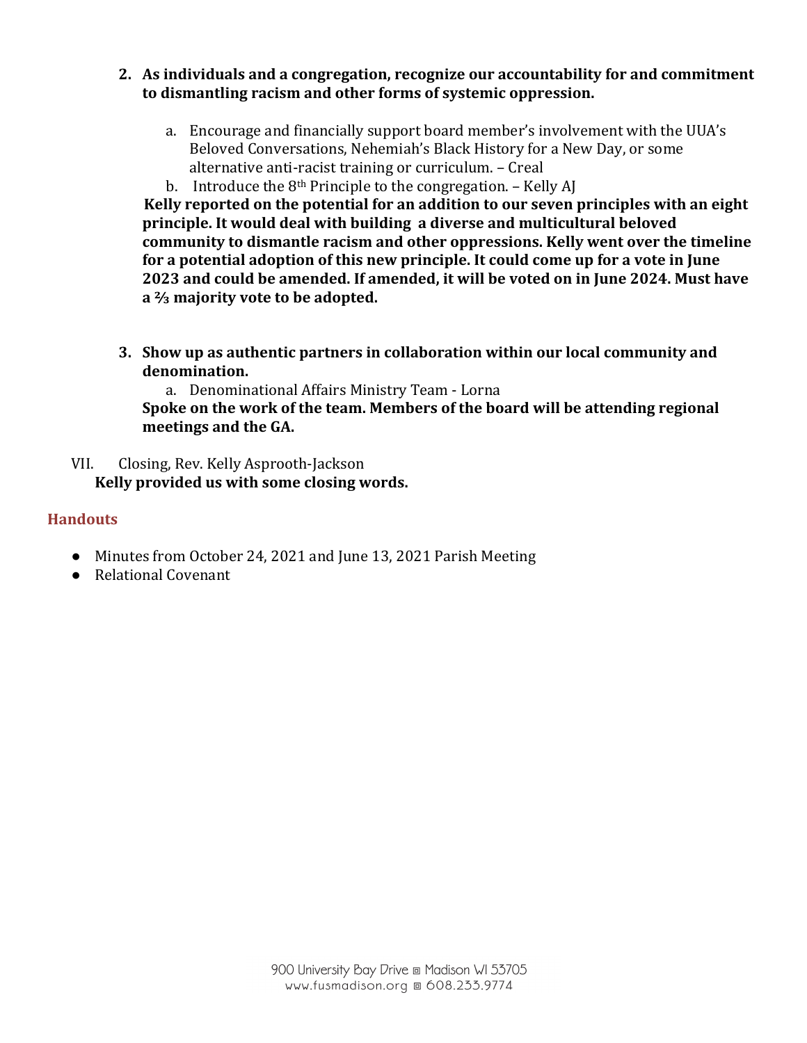2. **As individuals and a congregation, recognize our accountability for and commitment to dismantling racism and other forms of systemic oppression.**

   a. Encourage and financially support board member's involvement with the UUA's Beloved Conversations, Nehemiah's Black History for a New Day, or some alternative anti-racist training or curriculum. – Creal

   b. Introduce the 8th Principle to the congregation. – Kelly AJ

   **Kelly reported on the potential for an addition to our seven principles with an eight principle. It would deal with building a diverse and multicultural beloved community to dismantle racism and other oppressions. Kelly went over the timeline for a potential adoption of this new principle. It could come up for a vote in June 2023 and could be amended. If amended, it will be voted on in June 2024. Must have a ⅔ majority vote to be adopted.**

3. **Show up as authentic partners in collaboration within our local community and denomination.**

   a. Denominational Affairs Ministry Team - Lorna

   **Spoke on the work of the team. Members of the board will be attending regional meetings and the GA.**

VII. Closing, Rev. Kelly Asprooth-Jackson

**Kelly provided us with some closing words.**

## Handouts

- Minutes from October 24, 2021 and June 13, 2021 Parish Meeting
- Relational Covenant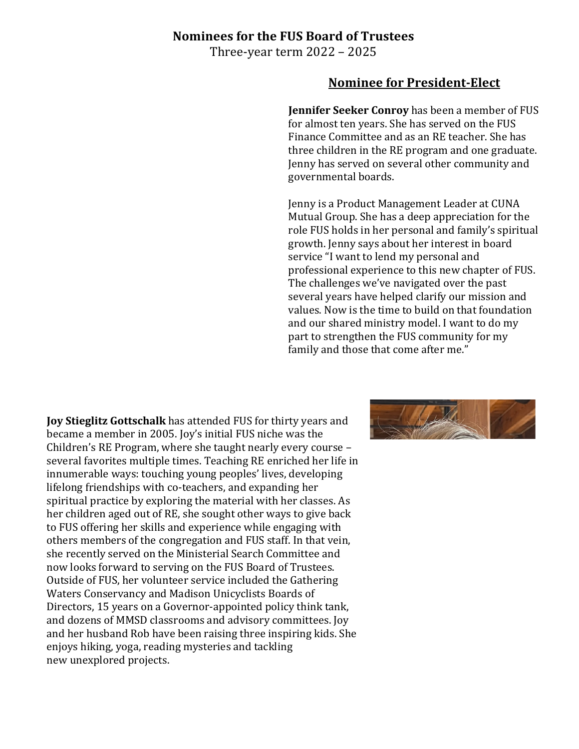**Nominees for the FUS Board of Trustees**

Three-year term 2022 – 2025

## Nominee for President-Elect

**Jennifer Seeker Conroy** has been a member of FUS for almost ten years. She has served on the FUS Finance Committee and as an RE teacher. She has three children in the RE program and one graduate. Jenny has served on several other community and governmental boards.

Jenny is a Product Management Leader at CUNA Mutual Group. She has a deep appreciation for the role FUS holds in her personal and family's spiritual growth. Jenny says about her interest in board service "I want to lend my personal and professional experience to this new chapter of FUS. The challenges we've navigated over the past several years have helped clarify our mission and values. Now is the time to build on that foundation and our shared ministry model. I want to do my part to strengthen the FUS community for my family and those that come after me."

**Joy Stieglitz Gottschalk** has attended FUS for thirty years and became a member in 2005. Joy's initial FUS niche was the Children's RE Program, where she taught nearly every course – several favorites multiple times. Teaching RE enriched her life in innumerable ways: touching young peoples' lives, developing lifelong friendships with co-teachers, and expanding her spiritual practice by exploring the material with her classes. As her children aged out of RE, she sought other ways to give back to FUS offering her skills and experience while engaging with others members of the congregation and FUS staff. In that vein, she recently served on the Ministerial Search Committee and now looks forward to serving on the FUS Board of Trustees. Outside of FUS, her volunteer service included the Gathering Waters Conservancy and Madison Unicyclists Boards of Directors, 15 years on a Governor-appointed policy think tank, and dozens of MMSD classrooms and advisory committees. Joy and her husband Rob have been raising three inspiring kids. She enjoys hiking, yoga, reading mysteries and tackling new unexplored projects.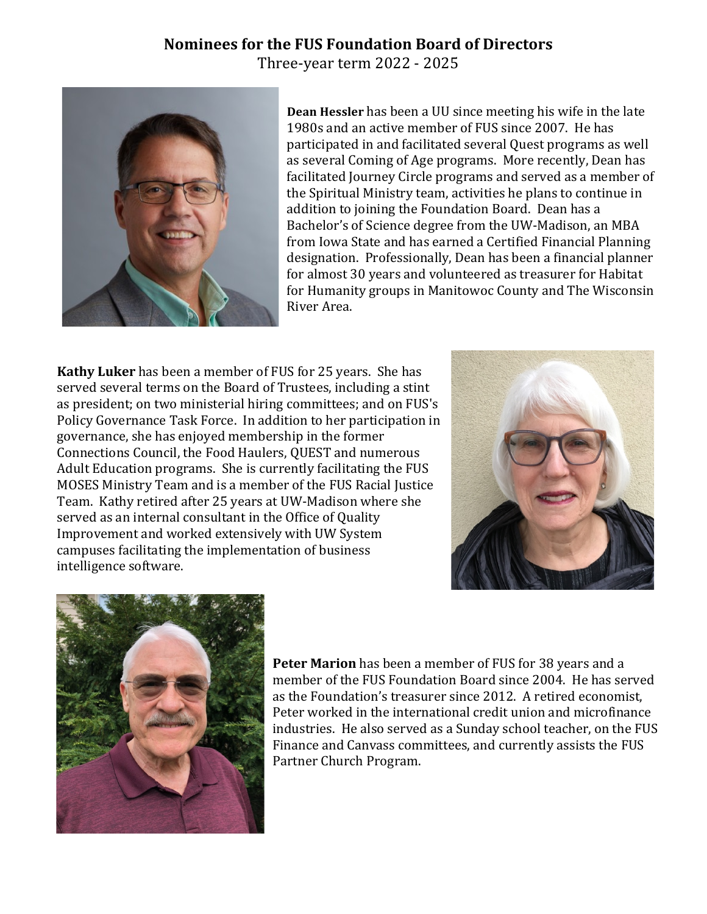## Nominees for the FUS Foundation Board of Directors

Three-year term 2022 - 2025

**Dean Hessler** has been a UU since meeting his wife in the late 1980s and an active member of FUS since 2007. He has participated in and facilitated several Quest programs as well as several Coming of Age programs. More recently, Dean has facilitated Journey Circle programs and served as a member of the Spiritual Ministry team, activities he plans to continue in addition to joining the Foundation Board. Dean has a Bachelor's of Science degree from the UW-Madison, an MBA from Iowa State and has earned a Certified Financial Planning designation. Professionally, Dean has been a financial planner for almost 30 years and volunteered as treasurer for Habitat for Humanity groups in Manitowoc County and The Wisconsin River Area.

**Kathy Luker** has been a member of FUS for 25 years. She has served several terms on the Board of Trustees, including a stint as president; on two ministerial hiring committees; and on FUS's Policy Governance Task Force. In addition to her participation in governance, she has enjoyed membership in the former Connections Council, the Food Haulers, QUEST and numerous Adult Education programs. She is currently facilitating the FUS MOSES Ministry Team and is a member of the FUS Racial Justice Team. Kathy retired after 25 years at UW-Madison where she served as an internal consultant in the Office of Quality Improvement and worked extensively with UW System campuses facilitating the implementation of business intelligence software.

**Peter Marion** has been a member of FUS for 38 years and a member of the FUS Foundation Board since 2004. He has served as the Foundation's treasurer since 2012. A retired economist, Peter worked in the international credit union and microfinance industries. He also served as a Sunday school teacher, on the FUS Finance and Canvass committees, and currently assists the FUS Partner Church Program.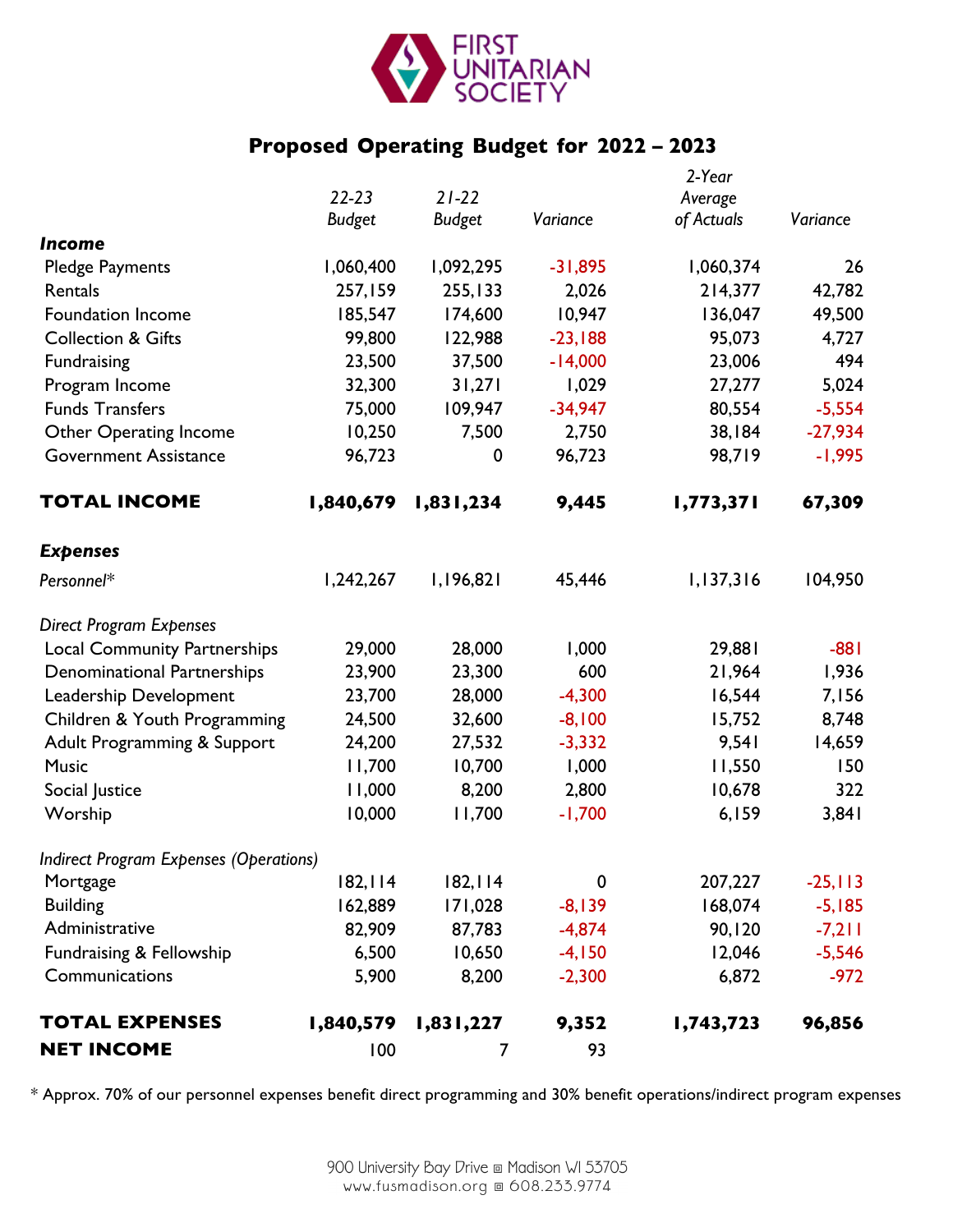FIRST UNITARIAN SOCIETY

## Proposed Operating Budget for 2022 – 2023

| | *22-23 Budget* | *21-22 Budget* | *Variance* | *2-Year Average of Actuals* | *Variance* |
|---|---|---|---|---|---|
| ***Income*** | | | | | |
| Pledge Payments | 1,060,400 | 1,092,295 | -31,895 | 1,060,374 | 26 |
| Rentals | 257,159 | 255,133 | 2,026 | 214,377 | 42,782 |
| Foundation Income | 185,547 | 174,600 | 10,947 | 136,047 | 49,500 |
| Collection & Gifts | 99,800 | 122,988 | -23,188 | 95,073 | 4,727 |
| Fundraising | 23,500 | 37,500 | -14,000 | 23,006 | 494 |
| Program Income | 32,300 | 31,271 | 1,029 | 27,277 | 5,024 |
| Funds Transfers | 75,000 | 109,947 | -34,947 | 80,554 | -5,554 |
| Other Operating Income | 10,250 | 7,500 | 2,750 | 38,184 | -27,934 |
| Government Assistance | 96,723 | 0 | 96,723 | 98,719 | -1,995 |
| **TOTAL INCOME** | **1,840,679** | **1,831,234** | **9,445** | **1,773,371** | **67,309** |
| ***Expenses*** | | | | | |
| *Personnel** | 1,242,267 | 1,196,821 | 45,446 | 1,137,316 | 104,950 |
| *Direct Program Expenses* | | | | | |
| Local Community Partnerships | 29,000 | 28,000 | 1,000 | 29,881 | -881 |
| Denominational Partnerships | 23,900 | 23,300 | 600 | 21,964 | 1,936 |
| Leadership Development | 23,700 | 28,000 | -4,300 | 16,544 | 7,156 |
| Children & Youth Programming | 24,500 | 32,600 | -8,100 | 15,752 | 8,748 |
| Adult Programming & Support | 24,200 | 27,532 | -3,332 | 9,541 | 14,659 |
| Music | 11,700 | 10,700 | 1,000 | 11,550 | 150 |
| Social Justice | 11,000 | 8,200 | 2,800 | 10,678 | 322 |
| Worship | 10,000 | 11,700 | -1,700 | 6,159 | 3,841 |
| *Indirect Program Expenses (Operations)* | | | | | |
| Mortgage | 182,114 | 182,114 | 0 | 207,227 | -25,113 |
| Building | 162,889 | 171,028 | -8,139 | 168,074 | -5,185 |
| Administrative | 82,909 | 87,783 | -4,874 | 90,120 | -7,211 |
| Fundraising & Fellowship | 6,500 | 10,650 | -4,150 | 12,046 | -5,546 |
| Communications | 5,900 | 8,200 | -2,300 | 6,872 | -972 |
| **TOTAL EXPENSES** | **1,840,579** | **1,831,227** | **9,352** | **1,743,723** | **96,856** |
| **NET INCOME** | 100 | 7 | 93 | | |

\* Approx. 70% of our personnel expenses benefit direct programming and 30% benefit operations/indirect program expenses

900 University Bay Drive ◘ Madison WI 53705
www.fusmadison.org ◘ 608.233.9774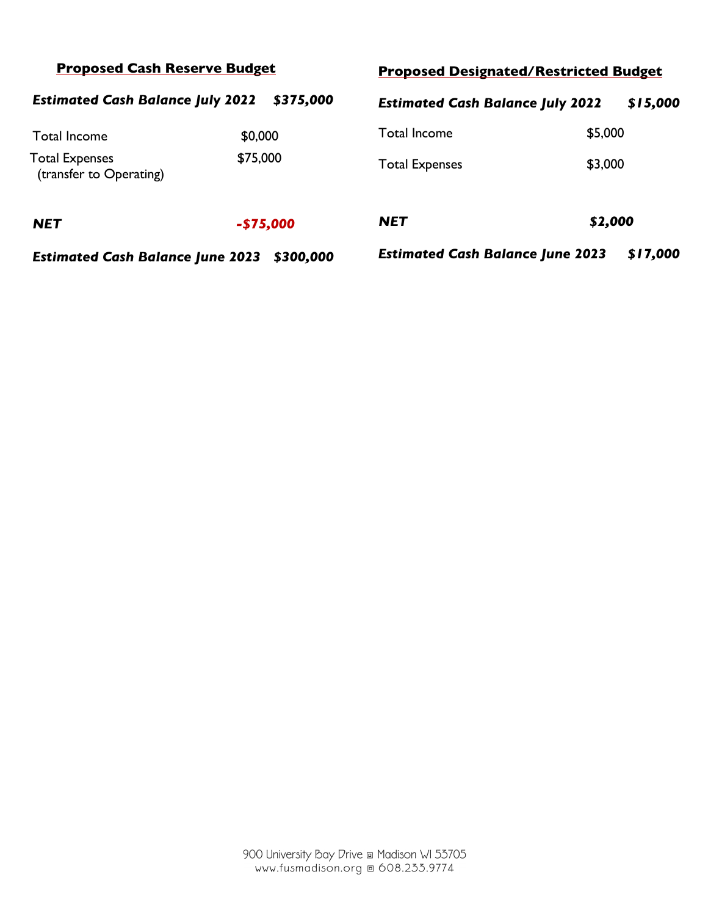## Proposed Cash Reserve Budget

| | |
|---|---|
| ***Estimated Cash Balance July 2022*** | ***$375,000*** |
| Total Income | $0,000 |
| Total Expenses (transfer to Operating) | $75,000 |
| ***NET*** | ***-$75,000*** |
| ***Estimated Cash Balance June 2023*** | ***$300,000*** |

## Proposed Designated/Restricted Budget

| | |
|---|---|
| ***Estimated Cash Balance July 2022*** | ***$15,000*** |
| Total Income | $5,000 |
| Total Expenses | $3,000 |
| ***NET*** | ***$2,000*** |
| ***Estimated Cash Balance June 2023*** | ***$17,000*** |

900 University Bay Drive ▫ Madison WI 53705
www.fusmadison.org ▫ 608.233.9774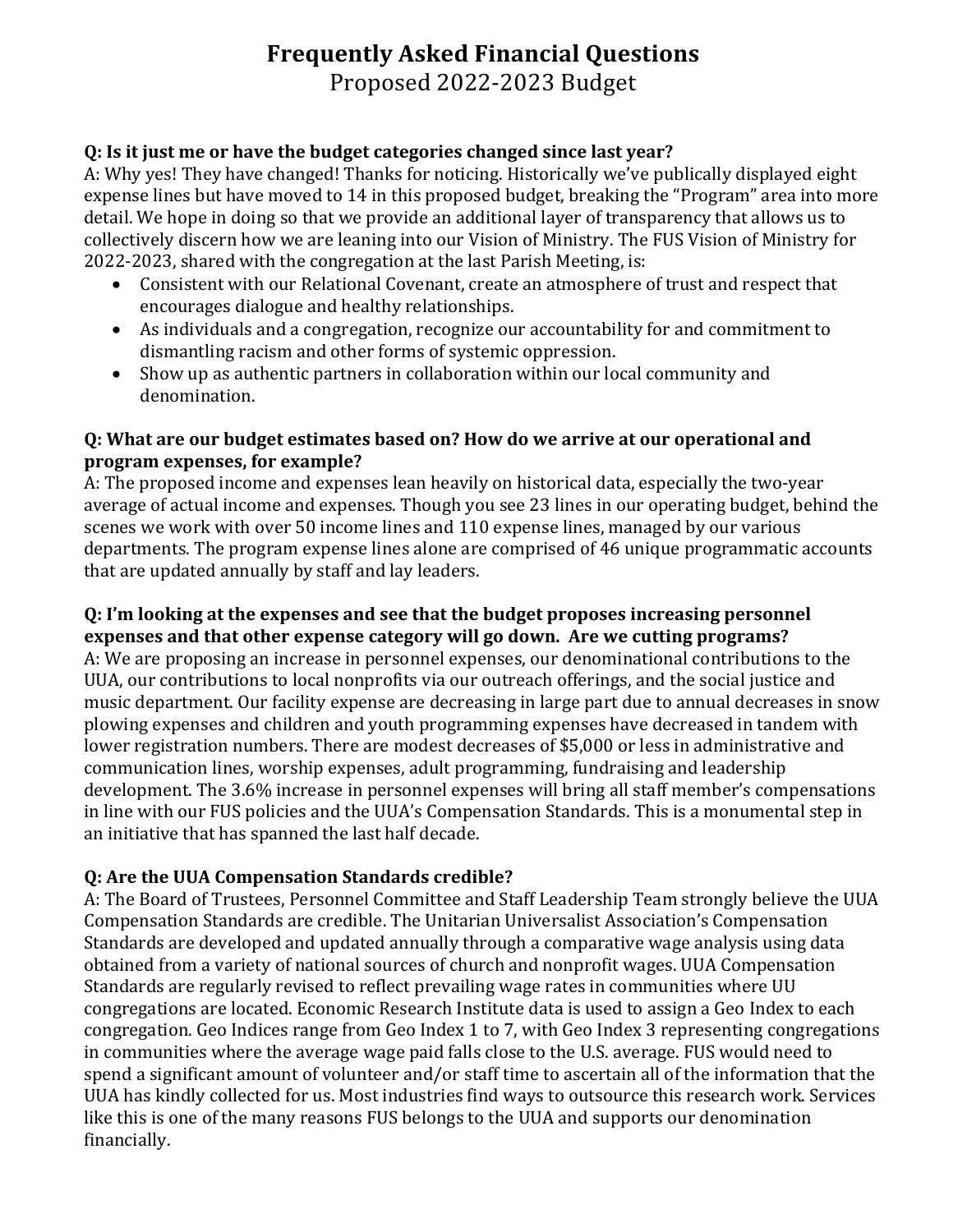# Frequently Asked Financial Questions

## Proposed 2022-2023 Budget

**Q: Is it just me or have the budget categories changed since last year?**

A: Why yes! They have changed! Thanks for noticing. Historically we've publically displayed eight expense lines but have moved to 14 in this proposed budget, breaking the "Program" area into more detail. We hope in doing so that we provide an additional layer of transparency that allows us to collectively discern how we are leaning into our Vision of Ministry. The FUS Vision of Ministry for 2022-2023, shared with the congregation at the last Parish Meeting, is:

- Consistent with our Relational Covenant, create an atmosphere of trust and respect that encourages dialogue and healthy relationships.
- As individuals and a congregation, recognize our accountability for and commitment to dismantling racism and other forms of systemic oppression.
- Show up as authentic partners in collaboration within our local community and denomination.

**Q: What are our budget estimates based on? How do we arrive at our operational and program expenses, for example?**

A: The proposed income and expenses lean heavily on historical data, especially the two-year average of actual income and expenses. Though you see 23 lines in our operating budget, behind the scenes we work with over 50 income lines and 110 expense lines, managed by our various departments. The program expense lines alone are comprised of 46 unique programmatic accounts that are updated annually by staff and lay leaders.

**Q: I'm looking at the expenses and see that the budget proposes increasing personnel expenses and that other expense category will go down. Are we cutting programs?**

A: We are proposing an increase in personnel expenses, our denominational contributions to the UUA, our contributions to local nonprofits via our outreach offerings, and the social justice and music department. Our facility expense are decreasing in large part due to annual decreases in snow plowing expenses and children and youth programming expenses have decreased in tandem with lower registration numbers. There are modest decreases of $5,000 or less in administrative and communication lines, worship expenses, adult programming, fundraising and leadership development. The 3.6% increase in personnel expenses will bring all staff member's compensations in line with our FUS policies and the UUA's Compensation Standards. This is a monumental step in an initiative that has spanned the last half decade.

**Q: Are the UUA Compensation Standards credible?**

A: The Board of Trustees, Personnel Committee and Staff Leadership Team strongly believe the UUA Compensation Standards are credible. The Unitarian Universalist Association's Compensation Standards are developed and updated annually through a comparative wage analysis using data obtained from a variety of national sources of church and nonprofit wages. UUA Compensation Standards are regularly revised to reflect prevailing wage rates in communities where UU congregations are located. Economic Research Institute data is used to assign a Geo Index to each congregation. Geo Indices range from Geo Index 1 to 7, with Geo Index 3 representing congregations in communities where the average wage paid falls close to the U.S. average. FUS would need to spend a significant amount of volunteer and/or staff time to ascertain all of the information that the UUA has kindly collected for us. Most industries find ways to outsource this research work. Services like this is one of the many reasons FUS belongs to the UUA and supports our denomination financially.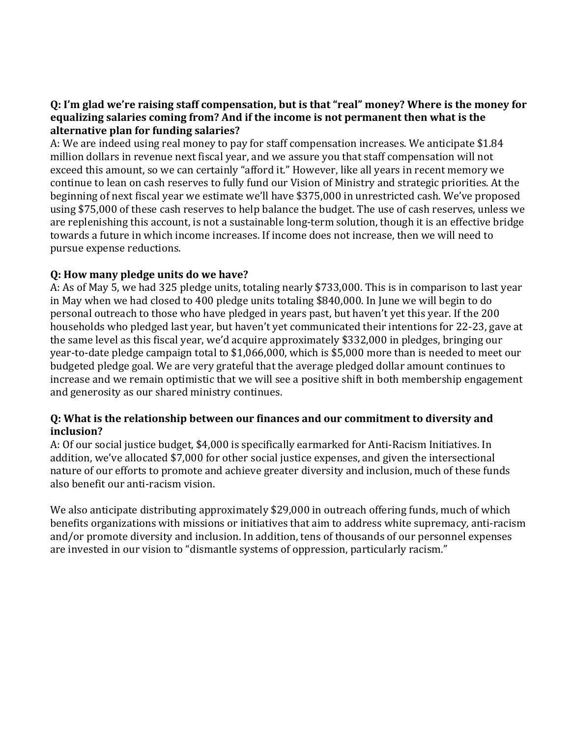**Q: I'm glad we're raising staff compensation, but is that "real" money? Where is the money for equalizing salaries coming from? And if the income is not permanent then what is the alternative plan for funding salaries?**

A: We are indeed using real money to pay for staff compensation increases. We anticipate $1.84 million dollars in revenue next fiscal year, and we assure you that staff compensation will not exceed this amount, so we can certainly "afford it." However, like all years in recent memory we continue to lean on cash reserves to fully fund our Vision of Ministry and strategic priorities. At the beginning of next fiscal year we estimate we'll have $375,000 in unrestricted cash. We've proposed using $75,000 of these cash reserves to help balance the budget. The use of cash reserves, unless we are replenishing this account, is not a sustainable long-term solution, though it is an effective bridge towards a future in which income increases. If income does not increase, then we will need to pursue expense reductions.

**Q: How many pledge units do we have?**

A: As of May 5, we had 325 pledge units, totaling nearly $733,000. This is in comparison to last year in May when we had closed to 400 pledge units totaling $840,000. In June we will begin to do personal outreach to those who have pledged in years past, but haven't yet this year. If the 200 households who pledged last year, but haven't yet communicated their intentions for 22-23, gave at the same level as this fiscal year, we'd acquire approximately $332,000 in pledges, bringing our year-to-date pledge campaign total to $1,066,000, which is $5,000 more than is needed to meet our budgeted pledge goal. We are very grateful that the average pledged dollar amount continues to increase and we remain optimistic that we will see a positive shift in both membership engagement and generosity as our shared ministry continues.

**Q: What is the relationship between our finances and our commitment to diversity and inclusion?**

A: Of our social justice budget, $4,000 is specifically earmarked for Anti-Racism Initiatives. In addition, we've allocated $7,000 for other social justice expenses, and given the intersectional nature of our efforts to promote and achieve greater diversity and inclusion, much of these funds also benefit our anti-racism vision.

We also anticipate distributing approximately $29,000 in outreach offering funds, much of which benefits organizations with missions or initiatives that aim to address white supremacy, anti-racism and/or promote diversity and inclusion. In addition, tens of thousands of our personnel expenses are invested in our vision to "dismantle systems of oppression, particularly racism."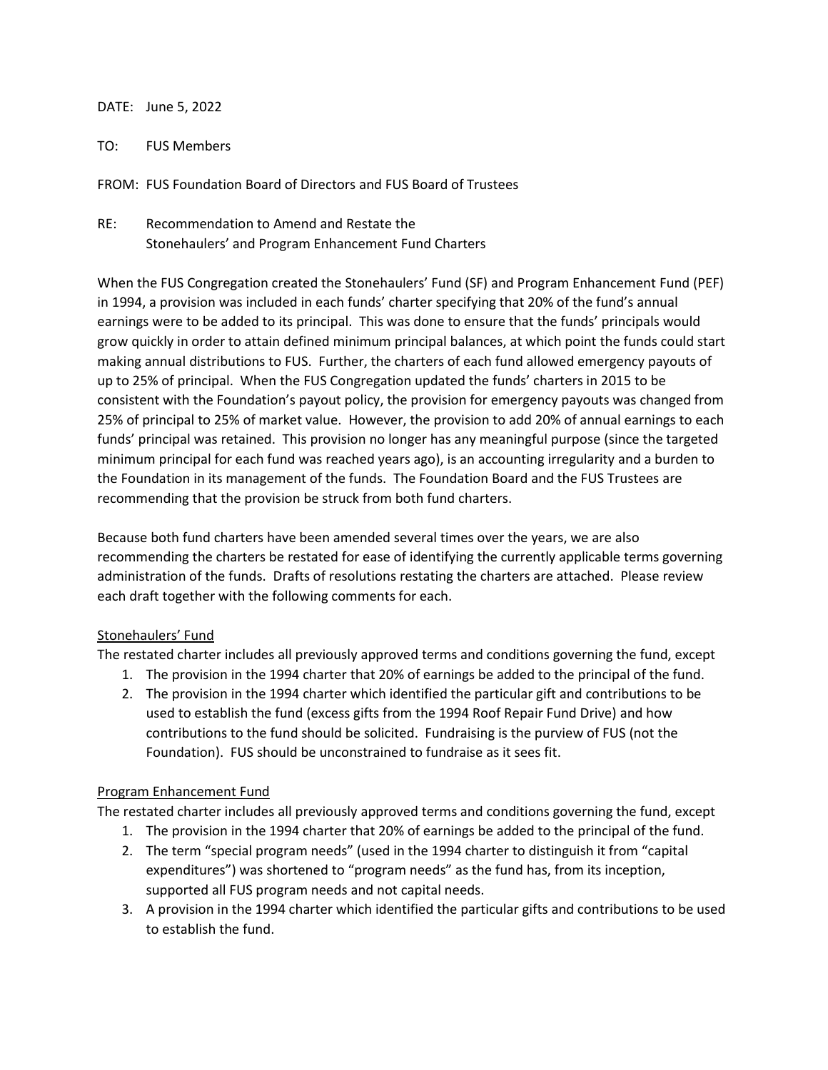DATE: June 5, 2022

TO: FUS Members

FROM: FUS Foundation Board of Directors and FUS Board of Trustees

RE: Recommendation to Amend and Restate the Stonehaulers' and Program Enhancement Fund Charters

When the FUS Congregation created the Stonehaulers' Fund (SF) and Program Enhancement Fund (PEF) in 1994, a provision was included in each funds' charter specifying that 20% of the fund's annual earnings were to be added to its principal. This was done to ensure that the funds' principals would grow quickly in order to attain defined minimum principal balances, at which point the funds could start making annual distributions to FUS. Further, the charters of each fund allowed emergency payouts of up to 25% of principal. When the FUS Congregation updated the funds' charters in 2015 to be consistent with the Foundation's payout policy, the provision for emergency payouts was changed from 25% of principal to 25% of market value. However, the provision to add 20% of annual earnings to each funds' principal was retained. This provision no longer has any meaningful purpose (since the targeted minimum principal for each fund was reached years ago), is an accounting irregularity and a burden to the Foundation in its management of the funds. The Foundation Board and the FUS Trustees are recommending that the provision be struck from both fund charters.

Because both fund charters have been amended several times over the years, we are also recommending the charters be restated for ease of identifying the currently applicable terms governing administration of the funds. Drafts of resolutions restating the charters are attached. Please review each draft together with the following comments for each.

Stonehaulers' Fund

The restated charter includes all previously approved terms and conditions governing the fund, except

1. The provision in the 1994 charter that 20% of earnings be added to the principal of the fund.
2. The provision in the 1994 charter which identified the particular gift and contributions to be used to establish the fund (excess gifts from the 1994 Roof Repair Fund Drive) and how contributions to the fund should be solicited. Fundraising is the purview of FUS (not the Foundation). FUS should be unconstrained to fundraise as it sees fit.

Program Enhancement Fund

The restated charter includes all previously approved terms and conditions governing the fund, except

1. The provision in the 1994 charter that 20% of earnings be added to the principal of the fund.
2. The term "special program needs" (used in the 1994 charter to distinguish it from "capital expenditures") was shortened to "program needs" as the fund has, from its inception, supported all FUS program needs and not capital needs.
3. A provision in the 1994 charter which identified the particular gifts and contributions to be used to establish the fund.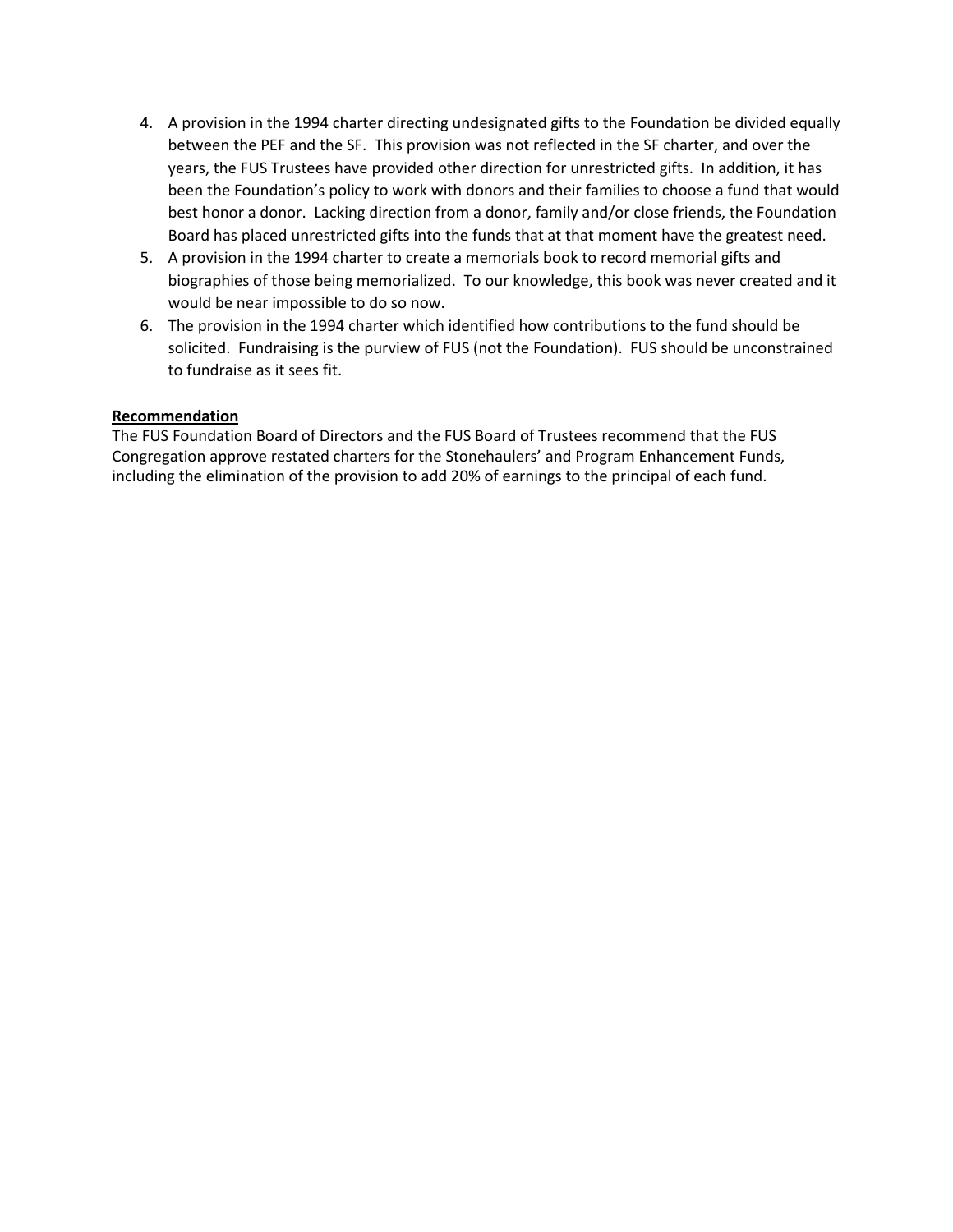4. A provision in the 1994 charter directing undesignated gifts to the Foundation be divided equally between the PEF and the SF. This provision was not reflected in the SF charter, and over the years, the FUS Trustees have provided other direction for unrestricted gifts. In addition, it has been the Foundation's policy to work with donors and their families to choose a fund that would best honor a donor. Lacking direction from a donor, family and/or close friends, the Foundation Board has placed unrestricted gifts into the funds that at that moment have the greatest need.
5. A provision in the 1994 charter to create a memorials book to record memorial gifts and biographies of those being memorialized. To our knowledge, this book was never created and it would be near impossible to do so now.
6. The provision in the 1994 charter which identified how contributions to the fund should be solicited. Fundraising is the purview of FUS (not the Foundation). FUS should be unconstrained to fundraise as it sees fit.

**<u>Recommendation</u>**

The FUS Foundation Board of Directors and the FUS Board of Trustees recommend that the FUS Congregation approve restated charters for the Stonehaulers' and Program Enhancement Funds, including the elimination of the provision to add 20% of earnings to the principal of each fund.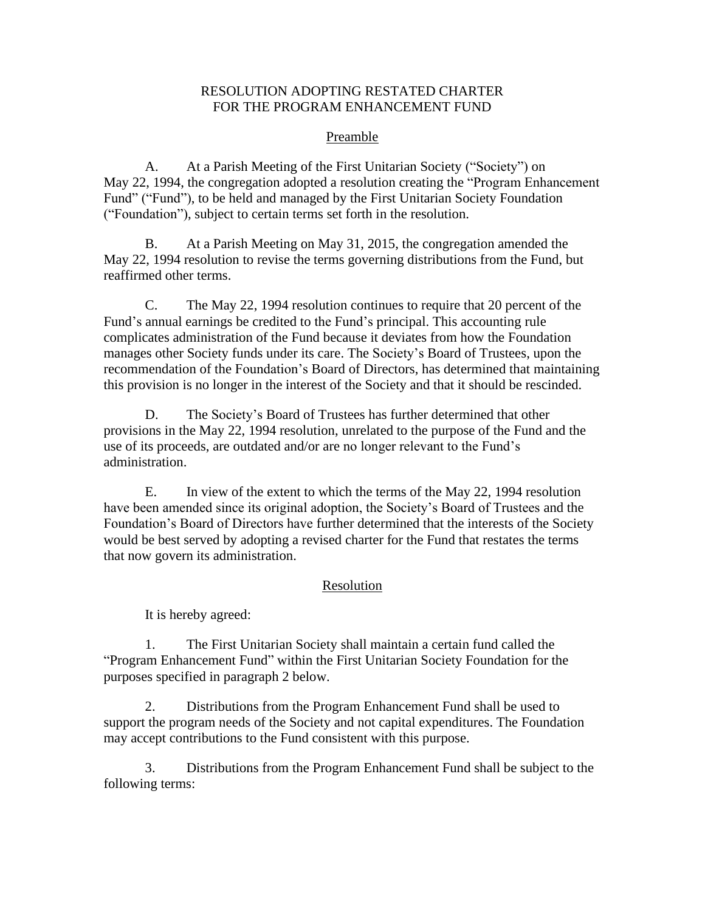# RESOLUTION ADOPTING RESTATED CHARTER FOR THE PROGRAM ENHANCEMENT FUND

## Preamble

A. At a Parish Meeting of the First Unitarian Society ("Society") on May 22, 1994, the congregation adopted a resolution creating the "Program Enhancement Fund" ("Fund"), to be held and managed by the First Unitarian Society Foundation ("Foundation"), subject to certain terms set forth in the resolution.

B. At a Parish Meeting on May 31, 2015, the congregation amended the May 22, 1994 resolution to revise the terms governing distributions from the Fund, but reaffirmed other terms.

C. The May 22, 1994 resolution continues to require that 20 percent of the Fund's annual earnings be credited to the Fund's principal. This accounting rule complicates administration of the Fund because it deviates from how the Foundation manages other Society funds under its care. The Society's Board of Trustees, upon the recommendation of the Foundation's Board of Directors, has determined that maintaining this provision is no longer in the interest of the Society and that it should be rescinded.

D. The Society's Board of Trustees has further determined that other provisions in the May 22, 1994 resolution, unrelated to the purpose of the Fund and the use of its proceeds, are outdated and/or are no longer relevant to the Fund's administration.

E. In view of the extent to which the terms of the May 22, 1994 resolution have been amended since its original adoption, the Society's Board of Trustees and the Foundation's Board of Directors have further determined that the interests of the Society would be best served by adopting a revised charter for the Fund that restates the terms that now govern its administration.

## Resolution

It is hereby agreed:

1. The First Unitarian Society shall maintain a certain fund called the "Program Enhancement Fund" within the First Unitarian Society Foundation for the purposes specified in paragraph 2 below.

2. Distributions from the Program Enhancement Fund shall be used to support the program needs of the Society and not capital expenditures. The Foundation may accept contributions to the Fund consistent with this purpose.

3. Distributions from the Program Enhancement Fund shall be subject to the following terms: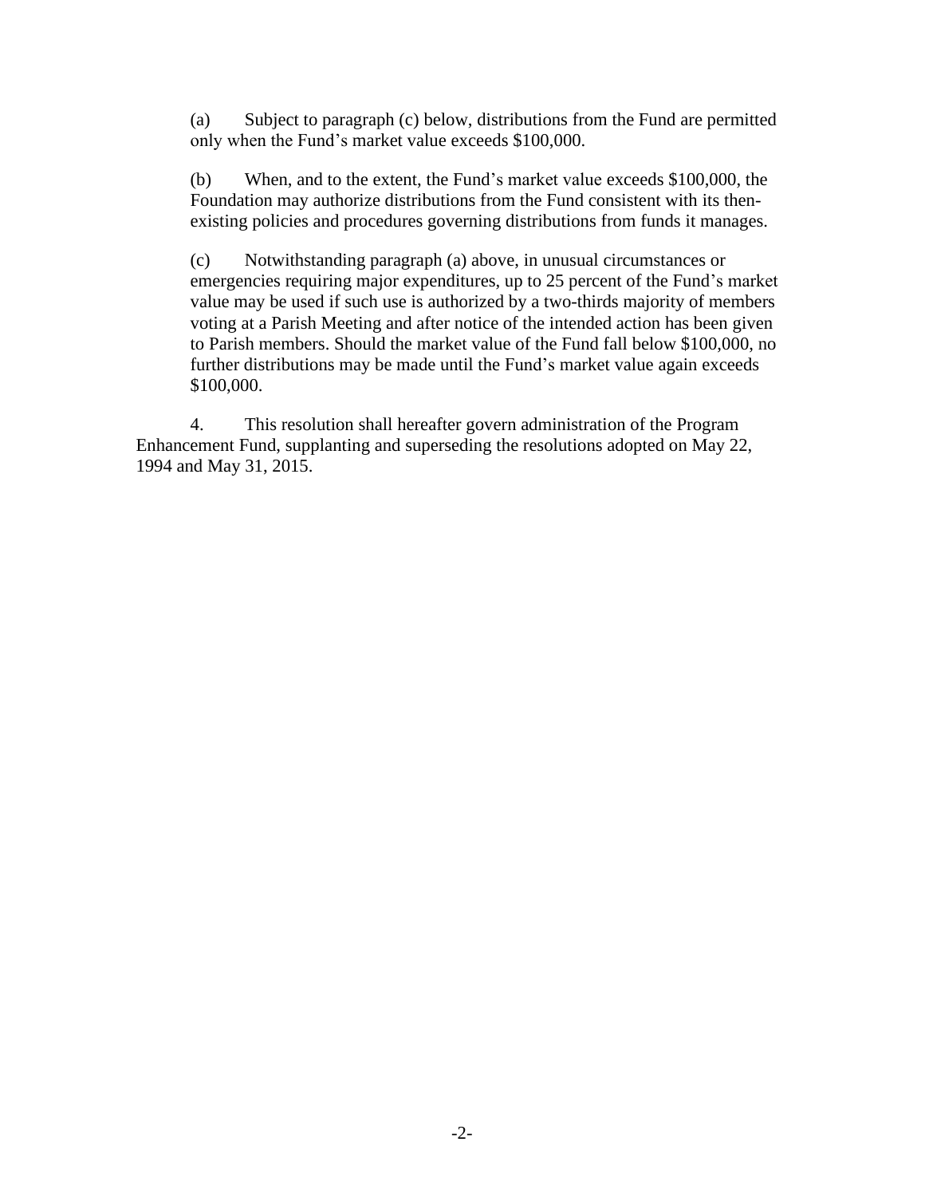(a) Subject to paragraph (c) below, distributions from the Fund are permitted only when the Fund's market value exceeds $100,000.

(b) When, and to the extent, the Fund's market value exceeds $100,000, the Foundation may authorize distributions from the Fund consistent with its then-existing policies and procedures governing distributions from funds it manages.

(c) Notwithstanding paragraph (a) above, in unusual circumstances or emergencies requiring major expenditures, up to 25 percent of the Fund's market value may be used if such use is authorized by a two-thirds majority of members voting at a Parish Meeting and after notice of the intended action has been given to Parish members. Should the market value of the Fund fall below $100,000, no further distributions may be made until the Fund's market value again exceeds $100,000.

4. This resolution shall hereafter govern administration of the Program Enhancement Fund, supplanting and superseding the resolutions adopted on May 22, 1994 and May 31, 2015.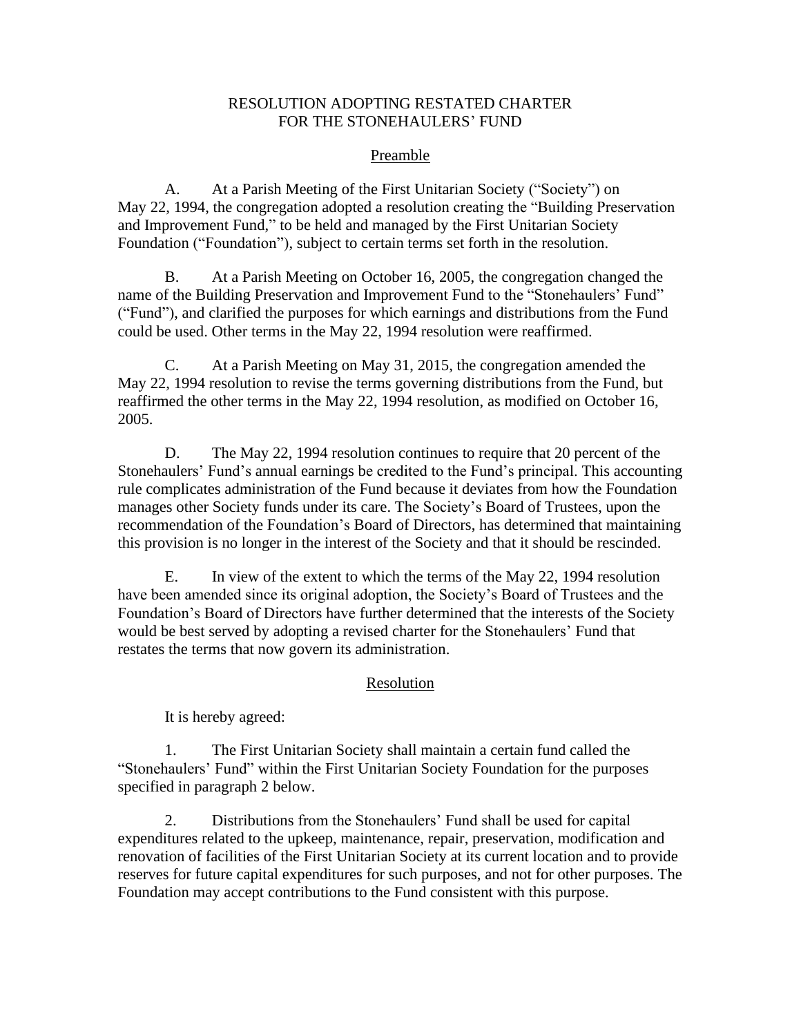# RESOLUTION ADOPTING RESTATED CHARTER FOR THE STONEHAULERS' FUND

## Preamble

A. At a Parish Meeting of the First Unitarian Society ("Society") on May 22, 1994, the congregation adopted a resolution creating the "Building Preservation and Improvement Fund," to be held and managed by the First Unitarian Society Foundation ("Foundation"), subject to certain terms set forth in the resolution.

B. At a Parish Meeting on October 16, 2005, the congregation changed the name of the Building Preservation and Improvement Fund to the "Stonehaulers' Fund" ("Fund"), and clarified the purposes for which earnings and distributions from the Fund could be used. Other terms in the May 22, 1994 resolution were reaffirmed.

C. At a Parish Meeting on May 31, 2015, the congregation amended the May 22, 1994 resolution to revise the terms governing distributions from the Fund, but reaffirmed the other terms in the May 22, 1994 resolution, as modified on October 16, 2005.

D. The May 22, 1994 resolution continues to require that 20 percent of the Stonehaulers' Fund's annual earnings be credited to the Fund's principal. This accounting rule complicates administration of the Fund because it deviates from how the Foundation manages other Society funds under its care. The Society's Board of Trustees, upon the recommendation of the Foundation's Board of Directors, has determined that maintaining this provision is no longer in the interest of the Society and that it should be rescinded.

E. In view of the extent to which the terms of the May 22, 1994 resolution have been amended since its original adoption, the Society's Board of Trustees and the Foundation's Board of Directors have further determined that the interests of the Society would be best served by adopting a revised charter for the Stonehaulers' Fund that restates the terms that now govern its administration.

## Resolution

It is hereby agreed:

1. The First Unitarian Society shall maintain a certain fund called the "Stonehaulers' Fund" within the First Unitarian Society Foundation for the purposes specified in paragraph 2 below.

2. Distributions from the Stonehaulers' Fund shall be used for capital expenditures related to the upkeep, maintenance, repair, preservation, modification and renovation of facilities of the First Unitarian Society at its current location and to provide reserves for future capital expenditures for such purposes, and not for other purposes. The Foundation may accept contributions to the Fund consistent with this purpose.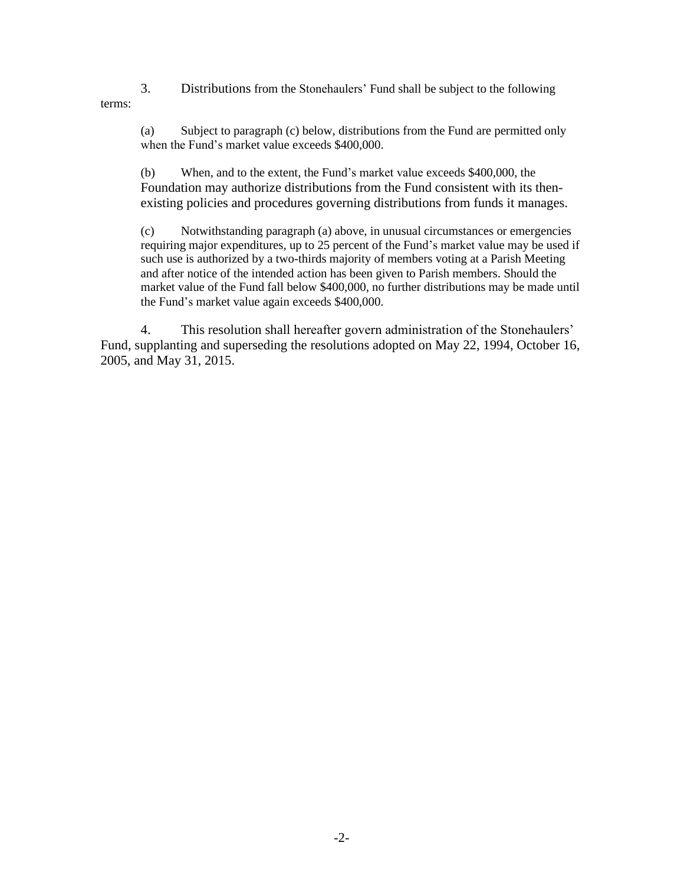3. Distributions from the Stonehaulers' Fund shall be subject to the following terms:

(a) Subject to paragraph (c) below, distributions from the Fund are permitted only when the Fund's market value exceeds $400,000.

(b) When, and to the extent, the Fund's market value exceeds $400,000, the Foundation may authorize distributions from the Fund consistent with its then-existing policies and procedures governing distributions from funds it manages.

(c) Notwithstanding paragraph (a) above, in unusual circumstances or emergencies requiring major expenditures, up to 25 percent of the Fund's market value may be used if such use is authorized by a two-thirds majority of members voting at a Parish Meeting and after notice of the intended action has been given to Parish members. Should the market value of the Fund fall below $400,000, no further distributions may be made until the Fund's market value again exceeds $400,000.

4. This resolution shall hereafter govern administration of the Stonehaulers' Fund, supplanting and superseding the resolutions adopted on May 22, 1994, October 16, 2005, and May 31, 2015.